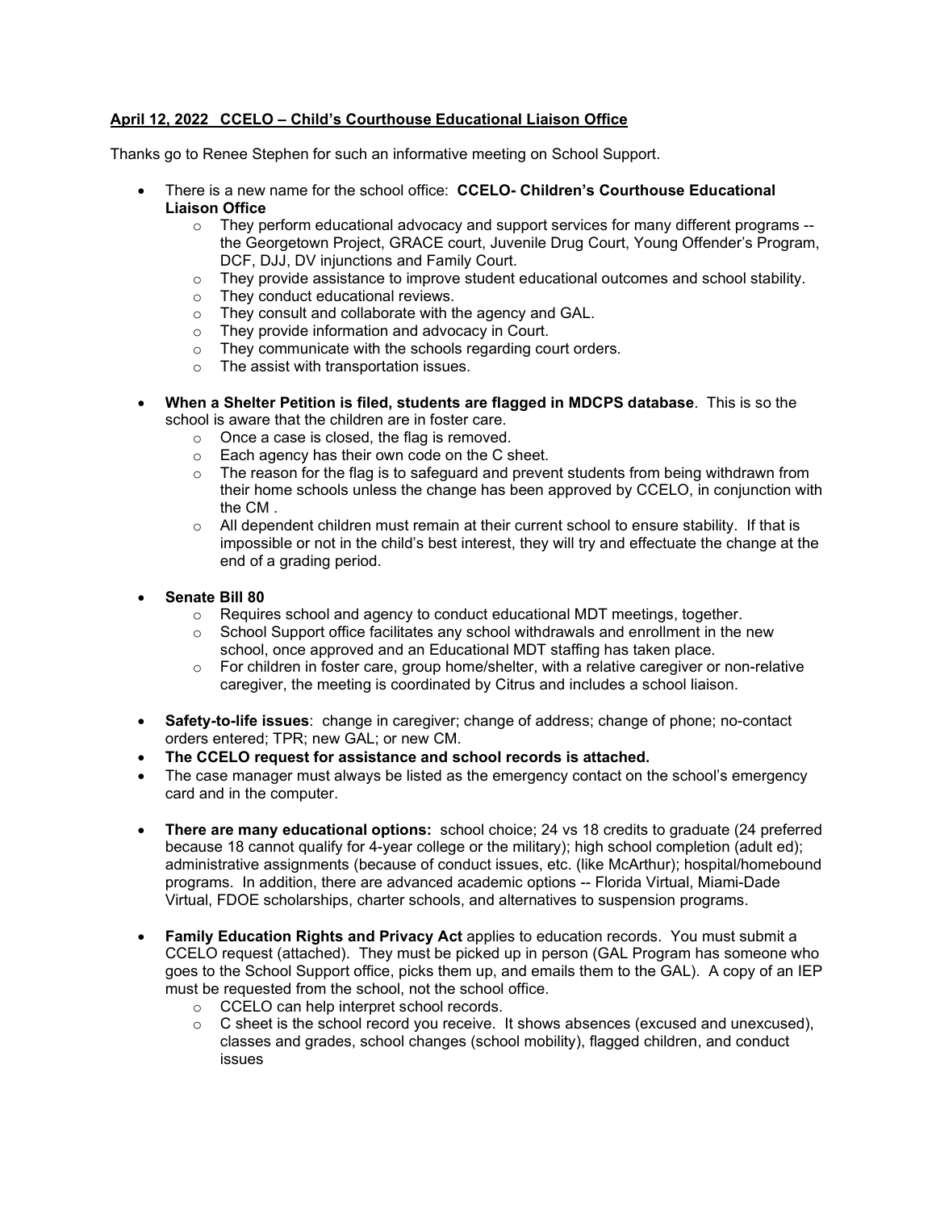**April 12, 2022 CCELO – Child's Courthouse Educational Liaison Office**

Thanks go to Renee Stephen for such an informative meeting on School Support.

- There is a new name for the school office: **CCELO- Children's Courthouse Educational Liaison Office**
  - They perform educational advocacy and support services for many different programs -- the Georgetown Project, GRACE court, Juvenile Drug Court, Young Offender's Program, DCF, DJJ, DV injunctions and Family Court.
  - They provide assistance to improve student educational outcomes and school stability.
  - They conduct educational reviews.
  - They consult and collaborate with the agency and GAL.
  - They provide information and advocacy in Court.
  - They communicate with the schools regarding court orders.
  - The assist with transportation issues.

- **When a Shelter Petition is filed, students are flagged in MDCPS database**. This is so the school is aware that the children are in foster care.
  - Once a case is closed, the flag is removed.
  - Each agency has their own code on the C sheet.
  - The reason for the flag is to safeguard and prevent students from being withdrawn from their home schools unless the change has been approved by CCELO, in conjunction with the CM .
  - All dependent children must remain at their current school to ensure stability. If that is impossible or not in the child's best interest, they will try and effectuate the change at the end of a grading period.

- **Senate Bill 80**
  - Requires school and agency to conduct educational MDT meetings, together.
  - School Support office facilitates any school withdrawals and enrollment in the new school, once approved and an Educational MDT staffing has taken place.
  - For children in foster care, group home/shelter, with a relative caregiver or non-relative caregiver, the meeting is coordinated by Citrus and includes a school liaison.

- **Safety-to-life issues**: change in caregiver; change of address; change of phone; no-contact orders entered; TPR; new GAL; or new CM.
- **The CCELO request for assistance and school records is attached.**
- The case manager must always be listed as the emergency contact on the school's emergency card and in the computer.

- **There are many educational options:** school choice; 24 vs 18 credits to graduate (24 preferred because 18 cannot qualify for 4-year college or the military); high school completion (adult ed); administrative assignments (because of conduct issues, etc. (like McArthur); hospital/homebound programs. In addition, there are advanced academic options -- Florida Virtual, Miami-Dade Virtual, FDOE scholarships, charter schools, and alternatives to suspension programs.

- **Family Education Rights and Privacy Act** applies to education records. You must submit a CCELO request (attached). They must be picked up in person (GAL Program has someone who goes to the School Support office, picks them up, and emails them to the GAL). A copy of an IEP must be requested from the school, not the school office.
  - CCELO can help interpret school records.
  - C sheet is the school record you receive. It shows absences (excused and unexcused), classes and grades, school changes (school mobility), flagged children, and conduct issues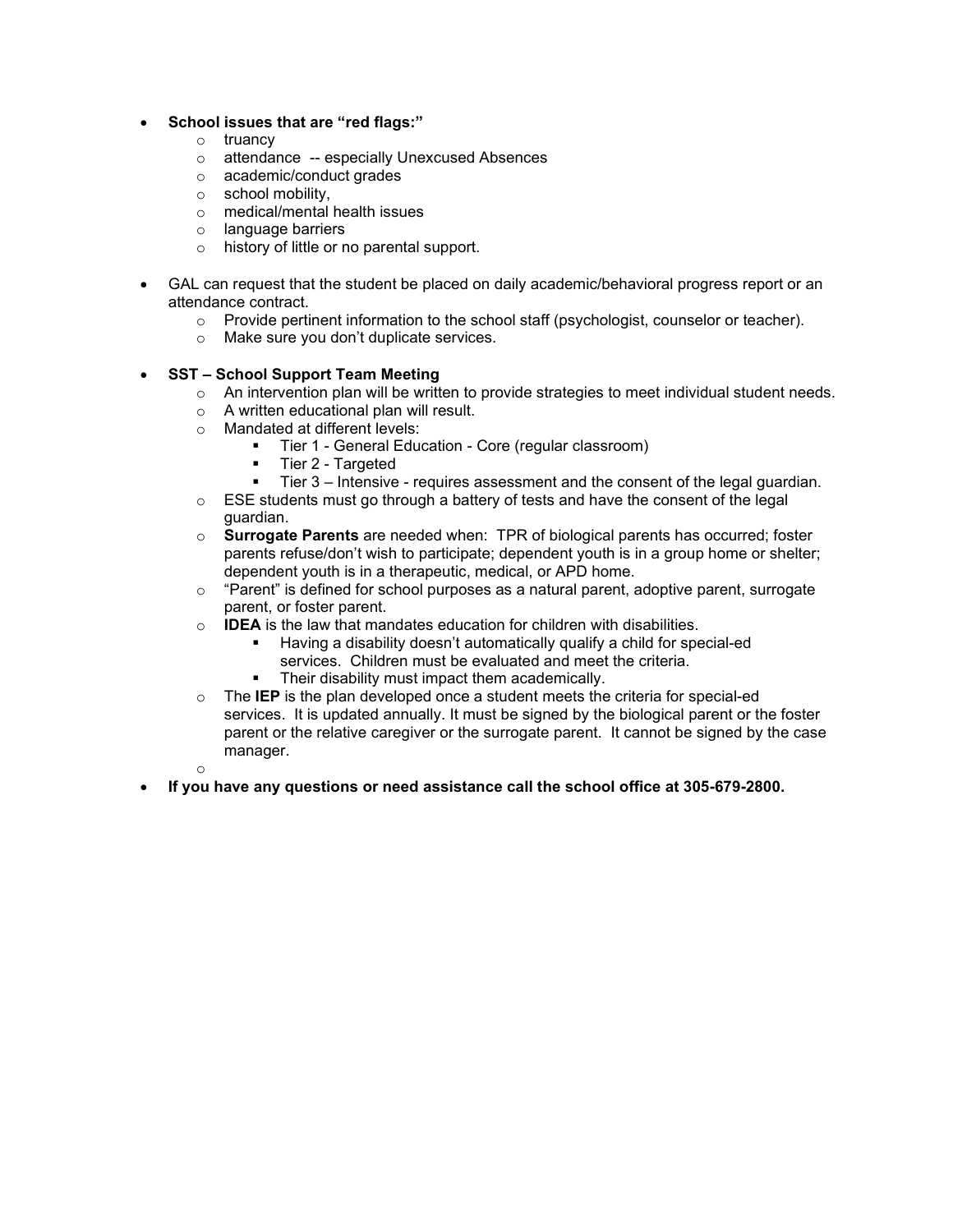- **School issues that are "red flags:"**
  - truancy
  - attendance -- especially Unexcused Absences
  - academic/conduct grades
  - school mobility,
  - medical/mental health issues
  - language barriers
  - history of little or no parental support.

- GAL can request that the student be placed on daily academic/behavioral progress report or an attendance contract.
  - Provide pertinent information to the school staff (psychologist, counselor or teacher).
  - Make sure you don't duplicate services.

- **SST – School Support Team Meeting**
  - An intervention plan will be written to provide strategies to meet individual student needs.
  - A written educational plan will result.
  - Mandated at different levels:
    - Tier 1 - General Education - Core (regular classroom)
    - Tier 2 - Targeted
    - Tier 3 – Intensive - requires assessment and the consent of the legal guardian.
  - ESE students must go through a battery of tests and have the consent of the legal guardian.
  - **Surrogate Parents** are needed when: TPR of biological parents has occurred; foster parents refuse/don't wish to participate; dependent youth is in a group home or shelter; dependent youth is in a therapeutic, medical, or APD home.
  - "Parent" is defined for school purposes as a natural parent, adoptive parent, surrogate parent, or foster parent.
  - **IDEA** is the law that mandates education for children with disabilities.
    - Having a disability doesn't automatically qualify a child for special-ed services. Children must be evaluated and meet the criteria.
    - Their disability must impact them academically.
  - The **IEP** is the plan developed once a student meets the criteria for special-ed services. It is updated annually. It must be signed by the biological parent or the foster parent or the relative caregiver or the surrogate parent. It cannot be signed by the case manager.

- **If you have any questions or need assistance call the school office at 305-679-2800.**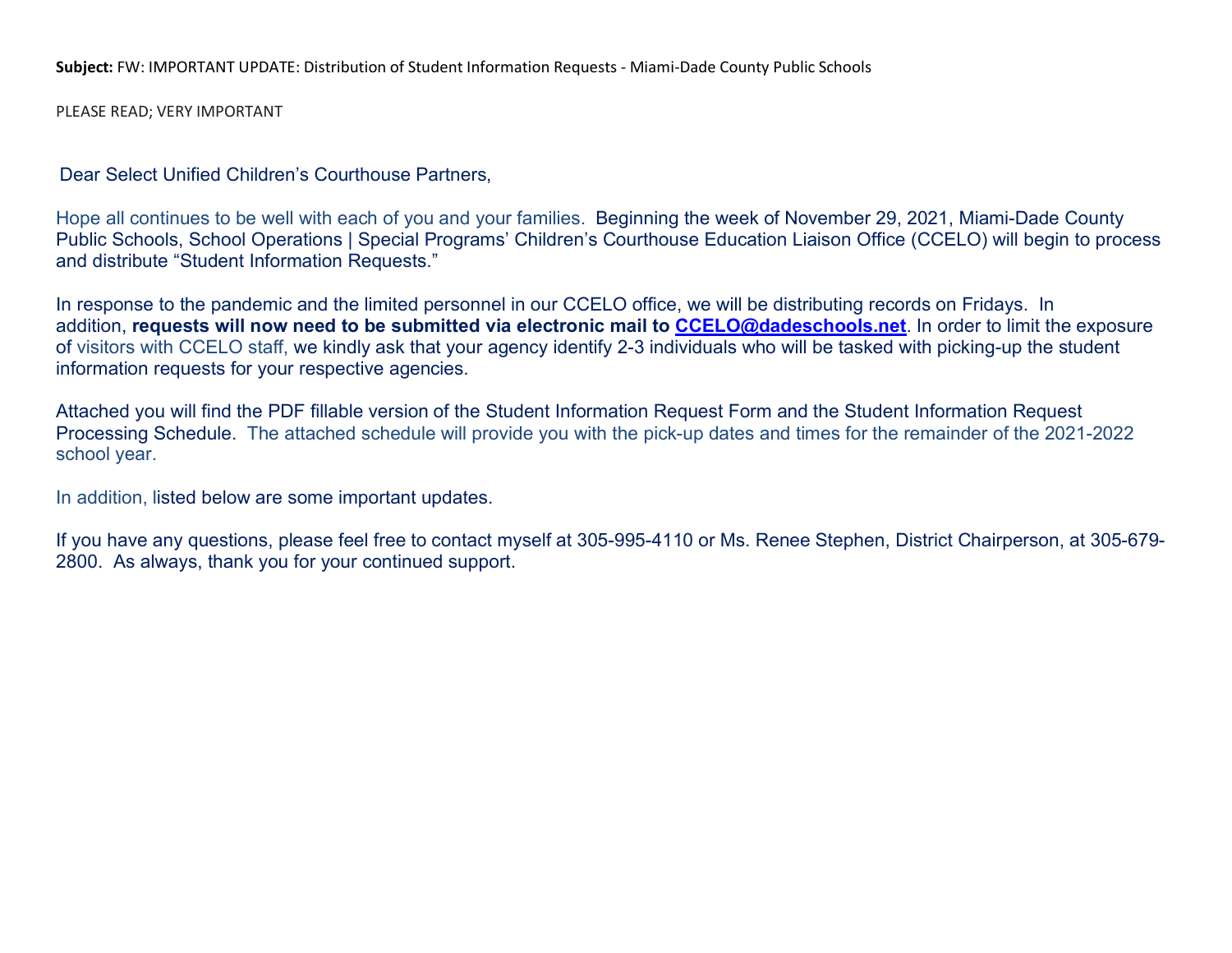**Subject:** FW: IMPORTANT UPDATE: Distribution of Student Information Requests - Miami-Dade County Public Schools

PLEASE READ; VERY IMPORTANT

Dear Select Unified Children's Courthouse Partners,

Hope all continues to be well with each of you and your families. Beginning the week of November 29, 2021, Miami-Dade County Public Schools, School Operations | Special Programs' Children's Courthouse Education Liaison Office (CCELO) will begin to process and distribute "Student Information Requests."

In response to the pandemic and the limited personnel in our CCELO office, we will be distributing records on Fridays. In addition, **requests will now need to be submitted via electronic mail to [CCELO@dadeschools.net](mailto:CCELO@dadeschools.net)**. In order to limit the exposure of visitors with CCELO staff, we kindly ask that your agency identify 2-3 individuals who will be tasked with picking-up the student information requests for your respective agencies.

Attached you will find the PDF fillable version of the Student Information Request Form and the Student Information Request Processing Schedule. The attached schedule will provide you with the pick-up dates and times for the remainder of the 2021-2022 school year.

In addition, listed below are some important updates.

If you have any questions, please feel free to contact myself at 305-995-4110 or Ms. Renee Stephen, District Chairperson, at 305-679-2800. As always, thank you for your continued support.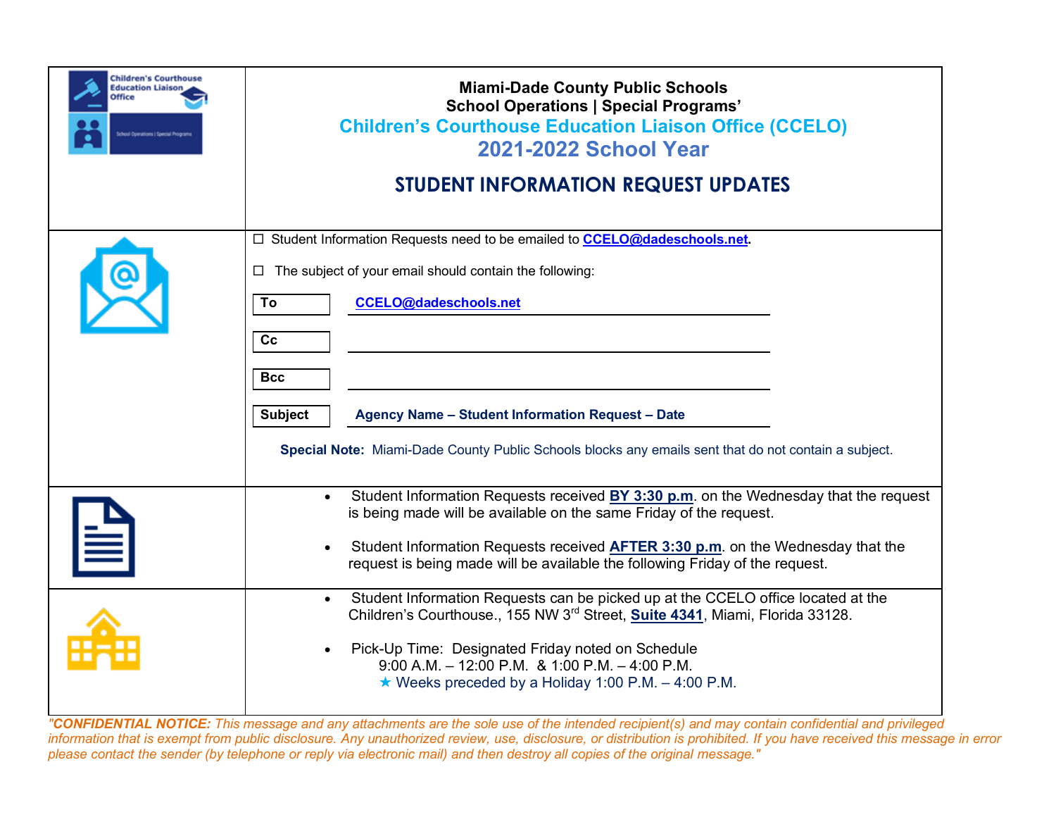**Miami-Dade County Public Schools**
**School Operations | Special Programs'**

## Children's Courthouse Education Liaison Office (CCELO)

## 2021-2022 School Year

# STUDENT INFORMATION REQUEST UPDATES

☐ Student Information Requests need to be emailed to **CCELO@dadeschools.net**.

☐ The subject of your email should contain the following:

| | |
|---|---|
| **To** | **CCELO@dadeschools.net** |
| **Cc** | |
| **Bcc** | |
| **Subject** | **Agency Name – Student Information Request – Date** |

**Special Note:** Miami-Dade County Public Schools blocks any emails sent that do not contain a subject.

- Student Information Requests received **BY 3:30 p.m**. on the Wednesday that the request is being made will be available on the same Friday of the request.
- Student Information Requests received **AFTER 3:30 p.m**. on the Wednesday that the request is being made will be available the following Friday of the request.

- Student Information Requests can be picked up at the CCELO office located at the Children's Courthouse., 155 NW 3rd Street, **Suite 4341**, Miami, Florida 33128.
- Pick-Up Time: Designated Friday noted on Schedule
  9:00 A.M. – 12:00 P.M. & 1:00 P.M. – 4:00 P.M.
  ★ Weeks preceded by a Holiday 1:00 P.M. – 4:00 P.M.

*"**CONFIDENTIAL NOTICE:** This message and any attachments are the sole use of the intended recipient(s) and may contain confidential and privileged information that is exempt from public disclosure. Any unauthorized review, use, disclosure, or distribution is prohibited. If you have received this message in error please contact the sender (by telephone or reply via electronic mail) and then destroy all copies of the original message."*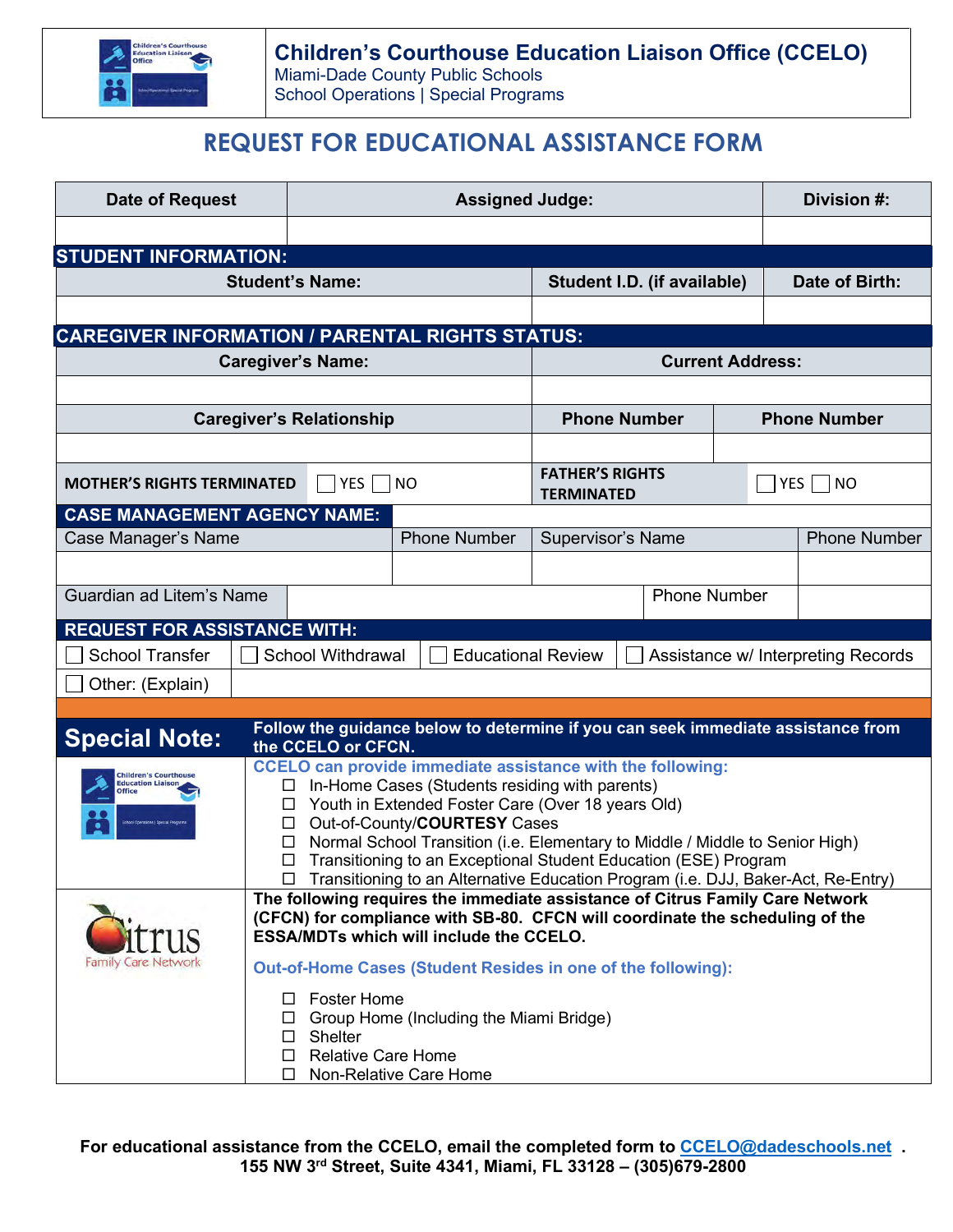# Children's Courthouse Education Liaison Office (CCELO)

Miami-Dade County Public Schools
School Operations | Special Programs

## REQUEST FOR EDUCATIONAL ASSISTANCE FORM

| Date of Request | Assigned Judge: | Division #: |
|---|---|---|
| | | |

**STUDENT INFORMATION:**

| Student's Name: | Student I.D. (if available) | Date of Birth: |
|---|---|---|
| | | |

**CAREGIVER INFORMATION / PARENTAL RIGHTS STATUS:**

| Caregiver's Name: | Current Address: | |
|---|---|---|
| | | |
| **Caregiver's Relationship** | **Phone Number** | **Phone Number** |
| | | |

| MOTHER'S RIGHTS TERMINATED | ☐ YES ☐ NO | FATHER'S RIGHTS TERMINATED | ☐ YES ☐ NO |
|---|---|---|---|

**CASE MANAGEMENT AGENCY NAME:**

| Case Manager's Name | Phone Number | Supervisor's Name | Phone Number |
|---|---|---|---|
| | | | |
| Guardian ad Litem's Name | | Phone Number | |

**REQUEST FOR ASSISTANCE WITH:**

☐ School Transfer ☐ School Withdrawal ☐ Educational Review ☐ Assistance w/ Interpreting Records

☐ Other: (Explain)

**Special Note:** **Follow the guidance below to determine if you can seek immediate assistance from the CCELO or CFCN.**

**CCELO can provide immediate assistance with the following:**

- ☐ In-Home Cases (Students residing with parents)
- ☐ Youth in Extended Foster Care (Over 18 years Old)
- ☐ Out-of-County/**COURTESY** Cases
- ☐ Normal School Transition (i.e. Elementary to Middle / Middle to Senior High)
- ☐ Transitioning to an Exceptional Student Education (ESE) Program
- ☐ Transitioning to an Alternative Education Program (i.e. DJJ, Baker-Act, Re-Entry)

Citrus Family Care Network

**The following requires the immediate assistance of Citrus Family Care Network (CFCN) for compliance with SB-80. CFCN will coordinate the scheduling of the ESSA/MDTs which will include the CCELO.**

**Out-of-Home Cases (Student Resides in one of the following):**

- ☐ Foster Home
- ☐ Group Home (Including the Miami Bridge)
- ☐ Shelter
- ☐ Relative Care Home
- ☐ Non-Relative Care Home

**For educational assistance from the CCELO, email the completed form to CCELO@dadeschools.net.**
**155 NW 3rd Street, Suite 4341, Miami, FL 33128 – (305)679-2800**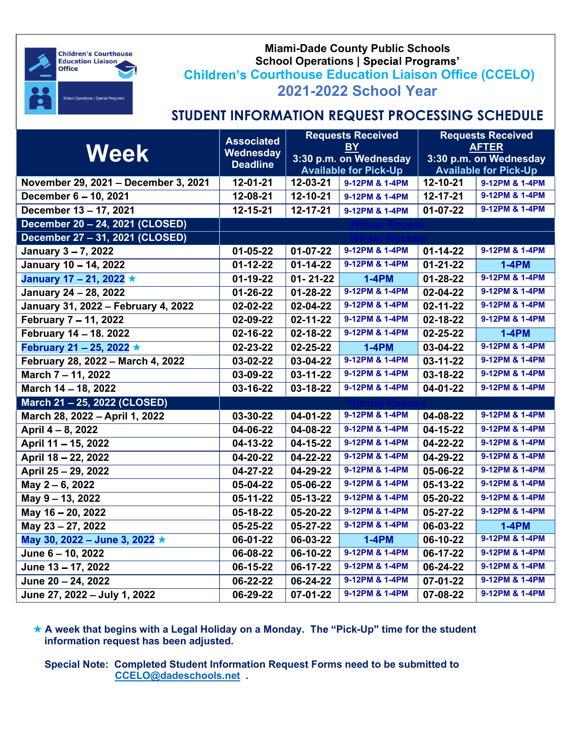Miami-Dade County Public Schools
School Operations | Special Programs'

## Children's Courthouse Education Liaison Office (CCELO)

## 2021-2022 School Year

# STUDENT INFORMATION REQUEST PROCESSING SCHEDULE

| Week | Associated Wednesday Deadline | Requests Received BY 3:30 p.m. on Wednesday Available for Pick-Up | | Requests Received AFTER 3:30 p.m. on Wednesday Available for Pick-Up | |
|---|---|---|---|---|---|
| November 29, 2021 – December 3, 2021 | 12-01-21 | 12-03-21 | 9-12PM & 1-4PM | 12-10-21 | 9-12PM & 1-4PM |
| December 6 – 10, 2021 | 12-08-21 | 12-10-21 | 9-12PM & 1-4PM | 12-17-21 | 9-12PM & 1-4PM |
| December 13 – 17, 2021 | 12-15-21 | 12-17-21 | 9-12PM & 1-4PM | 01-07-22 | 9-12PM & 1-4PM |
| December 20 – 24, 2021 (CLOSED) | Winter Recess | | | | |
| December 27 – 31, 2021 (CLOSED) | Winter Recess | | | | |
| January 3 – 7, 2022 | 01-05-22 | 01-07-22 | 9-12PM & 1-4PM | 01-14-22 | 9-12PM & 1-4PM |
| January 10 – 14, 2022 | 01-12-22 | 01-14-22 | 9-12PM & 1-4PM | 01-21-22 | 1-4PM |
| January 17 – 21, 2022 ★ | 01-19-22 | 01- 21-22 | 1-4PM | 01-28-22 | 9-12PM & 1-4PM |
| January 24 – 28, 2022 | 01-26-22 | 01-28-22 | 9-12PM & 1-4PM | 02-04-22 | 9-12PM & 1-4PM |
| January 31, 2022 – February 4, 2022 | 02-02-22 | 02-04-22 | 9-12PM & 1-4PM | 02-11-22 | 9-12PM & 1-4PM |
| February 7 – 11, 2022 | 02-09-22 | 02-11-22 | 9-12PM & 1-4PM | 02-18-22 | 9-12PM & 1-4PM |
| February 14 – 18. 2022 | 02-16-22 | 02-18-22 | 9-12PM & 1-4PM | 02-25-22 | 1-4PM |
| February 21 – 25, 2022 ★ | 02-23-22 | 02-25-22 | 1-4PM | 03-04-22 | 9-12PM & 1-4PM |
| February 28, 2022 – March 4, 2022 | 03-02-22 | 03-04-22 | 9-12PM & 1-4PM | 03-11-22 | 9-12PM & 1-4PM |
| March 7 – 11, 2022 | 03-09-22 | 03-11-22 | 9-12PM & 1-4PM | 03-18-22 | 9-12PM & 1-4PM |
| March 14 – 18, 2022 | 03-16-22 | 03-18-22 | 9-12PM & 1-4PM | 04-01-22 | 9-12PM & 1-4PM |
| March 21 – 25, 2022 (CLOSED) | Spring Recess | | | | |
| March 28, 2022 – April 1, 2022 | 03-30-22 | 04-01-22 | 9-12PM & 1-4PM | 04-08-22 | 9-12PM & 1-4PM |
| April 4 – 8, 2022 | 04-06-22 | 04-08-22 | 9-12PM & 1-4PM | 04-15-22 | 9-12PM & 1-4PM |
| April 11 – 15, 2022 | 04-13-22 | 04-15-22 | 9-12PM & 1-4PM | 04-22-22 | 9-12PM & 1-4PM |
| April 18 – 22, 2022 | 04-20-22 | 04-22-22 | 9-12PM & 1-4PM | 04-29-22 | 9-12PM & 1-4PM |
| April 25 – 29, 2022 | 04-27-22 | 04-29-22 | 9-12PM & 1-4PM | 05-06-22 | 9-12PM & 1-4PM |
| May 2 – 6, 2022 | 05-04-22 | 05-06-22 | 9-12PM & 1-4PM | 05-13-22 | 9-12PM & 1-4PM |
| May 9 – 13, 2022 | 05-11-22 | 05-13-22 | 9-12PM & 1-4PM | 05-20-22 | 9-12PM & 1-4PM |
| May 16 – 20, 2022 | 05-18-22 | 05-20-22 | 9-12PM & 1-4PM | 05-27-22 | 9-12PM & 1-4PM |
| May 23 – 27, 2022 | 05-25-22 | 05-27-22 | 9-12PM & 1-4PM | 06-03-22 | 1-4PM |
| May 30, 2022 – June 3, 2022 ★ | 06-01-22 | 06-03-22 | 1-4PM | 06-10-22 | 9-12PM & 1-4PM |
| June 6 – 10, 2022 | 06-08-22 | 06-10-22 | 9-12PM & 1-4PM | 06-17-22 | 9-12PM & 1-4PM |
| June 13 – 17, 2022 | 06-15-22 | 06-17-22 | 9-12PM & 1-4PM | 06-24-22 | 9-12PM & 1-4PM |
| June 20 – 24, 2022 | 06-22-22 | 06-24-22 | 9-12PM & 1-4PM | 07-01-22 | 9-12PM & 1-4PM |
| June 27, 2022 – July 1, 2022 | 06-29-22 | 07-01-22 | 9-12PM & 1-4PM | 07-08-22 | 9-12PM & 1-4PM |

★ **A week that begins with a Legal Holiday on a Monday. The "Pick-Up" time for the student information request has been adjusted.**

**Special Note: Completed Student Information Request Forms need to be submitted to CCELO@dadeschools.net .**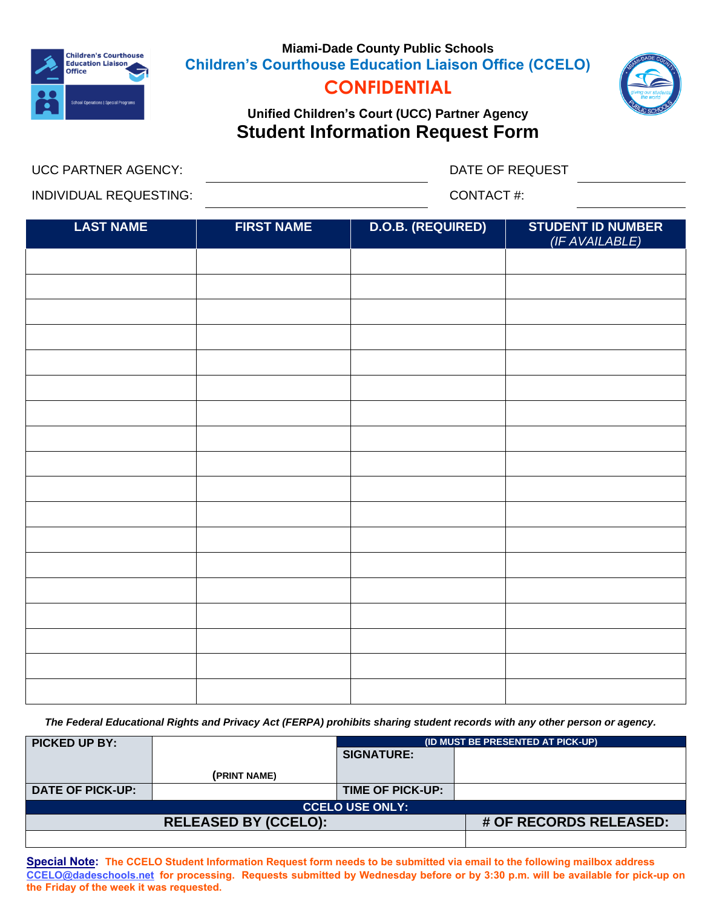**Miami-Dade County Public Schools**

**Children's Courthouse Education Liaison Office (CCELO)**

**CONFIDENTIAL**

**Unified Children's Court (UCC) Partner Agency**

# Student Information Request Form

UCC PARTNER AGENCY: ______________________ DATE OF REQUEST ______________

INDIVIDUAL REQUESTING: ______________________ CONTACT #: ______________

| LAST NAME | FIRST NAME | D.O.B. (REQUIRED) | STUDENT ID NUMBER *(IF AVAILABLE)* |
|---|---|---|---|
| | | | |
| | | | |
| | | | |
| | | | |
| | | | |
| | | | |
| | | | |
| | | | |
| | | | |
| | | | |
| | | | |
| | | | |
| | | | |
| | | | |
| | | | |
| | | | |
| | | | |
| | | | |

***The Federal Educational Rights and Privacy Act (FERPA) prohibits sharing student records with any other person or agency.***

| | | | |
|---|---|---|---|
| **PICKED UP BY:** | **(PRINT NAME)** | **(ID MUST BE PRESENTED AT PICK-UP)** **SIGNATURE:** | |
| **DATE OF PICK-UP:** | | **TIME OF PICK-UP:** | |
| **CCELO USE ONLY:** | | | |
| **RELEASED BY (CCELO):** | | **# OF RECORDS RELEASED:** | |
| | | | |

**Special Note**: **The CCELO Student Information Request form needs to be submitted via email to the following mailbox address CCELO@dadeschools.net for processing. Requests submitted by Wednesday before or by 3:30 p.m. will be available for pick-up on the Friday of the week it was requested.**